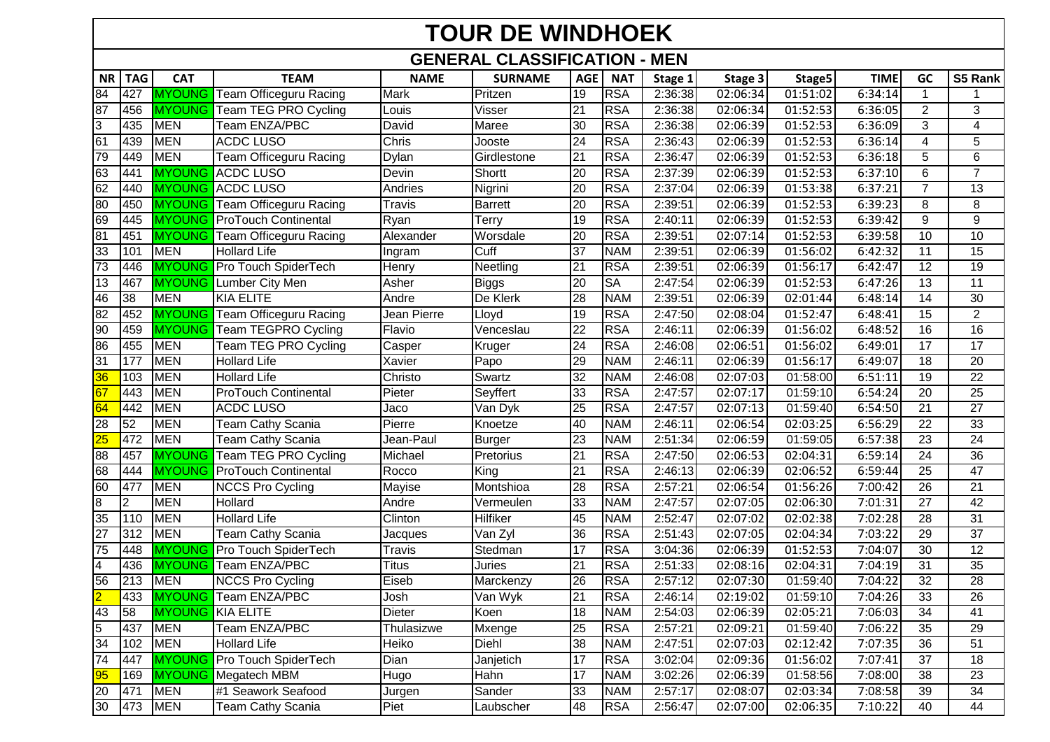# TOUR DE WINDHOEK

## GENERAL CLASSIFICATION - MEN

| NR | TAG | CAT | TEAM | NAME | SURNAME | AGE | NAT | Stage 1 | Stage 3 | Stage5 | TIME | GC | S5 Rank |
|---|---|---|---|---|---|---|---|---|---|---|---|---|---|
| 84 | 427 | MYOUNG | Team Officeguru Racing | Mark | Pritzen | 19 | RSA | 2:36:38 | 02:06:34 | 01:51:02 | 6:34:14 | 1 | 1 |
| 87 | 456 | MYOUNG | Team TEG PRO Cycling | Louis | Visser | 21 | RSA | 2:36:38 | 02:06:34 | 01:52:53 | 6:36:05 | 2 | 3 |
| 3 | 435 | MEN | Team ENZA/PBC | David | Maree | 30 | RSA | 2:36:38 | 02:06:39 | 01:52:53 | 6:36:09 | 3 | 4 |
| 61 | 439 | MEN | ACDC LUSO | Chris | Jooste | 24 | RSA | 2:36:43 | 02:06:39 | 01:52:53 | 6:36:14 | 4 | 5 |
| 79 | 449 | MEN | Team Officeguru Racing | Dylan | Girdlestone | 21 | RSA | 2:36:47 | 02:06:39 | 01:52:53 | 6:36:18 | 5 | 6 |
| 63 | 441 | MYOUNG | ACDC LUSO | Devin | Shortt | 20 | RSA | 2:37:39 | 02:06:39 | 01:52:53 | 6:37:10 | 6 | 7 |
| 62 | 440 | MYOUNG | ACDC LUSO | Andries | Nigrini | 20 | RSA | 2:37:04 | 02:06:39 | 01:53:38 | 6:37:21 | 7 | 13 |
| 80 | 450 | MYOUNG | Team Officeguru Racing | Travis | Barrett | 20 | RSA | 2:39:51 | 02:06:39 | 01:52:53 | 6:39:23 | 8 | 8 |
| 69 | 445 | MYOUNG | ProTouch Continental | Ryan | Terry | 19 | RSA | 2:40:11 | 02:06:39 | 01:52:53 | 6:39:42 | 9 | 9 |
| 81 | 451 | MYOUNG | Team Officeguru Racing | Alexander | Worsdale | 20 | RSA | 2:39:51 | 02:07:14 | 01:52:53 | 6:39:58 | 10 | 10 |
| 33 | 101 | MEN | Hollard Life | Ingram | Cuff | 37 | NAM | 2:39:51 | 02:06:39 | 01:56:02 | 6:42:32 | 11 | 15 |
| 73 | 446 | MYOUNG | Pro Touch SpiderTech | Henry | Neetling | 21 | RSA | 2:39:51 | 02:06:39 | 01:56:17 | 6:42:47 | 12 | 19 |
| 13 | 467 | MYOUNG | Lumber City Men | Asher | Biggs | 20 | SA | 2:47:54 | 02:06:39 | 01:52:53 | 6:47:26 | 13 | 11 |
| 46 | 38 | MEN | KIA ELITE | Andre | De Klerk | 28 | NAM | 2:39:51 | 02:06:39 | 02:01:44 | 6:48:14 | 14 | 30 |
| 82 | 452 | MYOUNG | Team Officeguru Racing | Jean Pierre | Lloyd | 19 | RSA | 2:47:50 | 02:08:04 | 01:52:47 | 6:48:41 | 15 | 2 |
| 90 | 459 | MYOUNG | Team TEGPRO Cycling | Flavio | Venceslau | 22 | RSA | 2:46:11 | 02:06:39 | 01:56:02 | 6:48:52 | 16 | 16 |
| 86 | 455 | MEN | Team TEG PRO Cycling | Casper | Kruger | 24 | RSA | 2:46:08 | 02:06:51 | 01:56:02 | 6:49:01 | 17 | 17 |
| 31 | 177 | MEN | Hollard Life | Xavier | Papo | 29 | NAM | 2:46:11 | 02:06:39 | 01:56:17 | 6:49:07 | 18 | 20 |
| 36 | 103 | MEN | Hollard Life | Christo | Swartz | 32 | NAM | 2:46:08 | 02:07:03 | 01:58:00 | 6:51:11 | 19 | 22 |
| 67 | 443 | MEN | ProTouch Continental | Pieter | Seyffert | 33 | RSA | 2:47:57 | 02:07:17 | 01:59:10 | 6:54:24 | 20 | 25 |
| 64 | 442 | MEN | ACDC LUSO | Jaco | Van Dyk | 25 | RSA | 2:47:57 | 02:07:13 | 01:59:40 | 6:54:50 | 21 | 27 |
| 28 | 52 | MEN | Team Cathy Scania | Pierre | Knoetze | 40 | NAM | 2:46:11 | 02:06:54 | 02:03:25 | 6:56:29 | 22 | 33 |
| 25 | 472 | MEN | Team Cathy Scania | Jean-Paul | Burger | 23 | NAM | 2:51:34 | 02:06:59 | 01:59:05 | 6:57:38 | 23 | 24 |
| 88 | 457 | MYOUNG | Team TEG PRO Cycling | Michael | Pretorius | 21 | RSA | 2:47:50 | 02:06:53 | 02:04:31 | 6:59:14 | 24 | 36 |
| 68 | 444 | MYOUNG | ProTouch Continental | Rocco | King | 21 | RSA | 2:46:13 | 02:06:39 | 02:06:52 | 6:59:44 | 25 | 47 |
| 60 | 477 | MEN | NCCS Pro Cycling | Mayise | Montshioa | 28 | RSA | 2:57:21 | 02:06:54 | 01:56:26 | 7:00:42 | 26 | 21 |
| 8 | 2 | MEN | Hollard | Andre | Vermeulen | 33 | NAM | 2:47:57 | 02:07:05 | 02:06:30 | 7:01:31 | 27 | 42 |
| 35 | 110 | MEN | Hollard Life | Clinton | Hilfiker | 45 | NAM | 2:52:47 | 02:07:02 | 02:02:38 | 7:02:28 | 28 | 31 |
| 27 | 312 | MEN | Team Cathy Scania | Jacques | Van Zyl | 36 | RSA | 2:51:43 | 02:07:05 | 02:04:34 | 7:03:22 | 29 | 37 |
| 75 | 448 | MYOUNG | Pro Touch SpiderTech | Travis | Stedman | 17 | RSA | 3:04:36 | 02:06:39 | 01:52:53 | 7:04:07 | 30 | 12 |
| 4 | 436 | MYOUNG | Team ENZA/PBC | Titus | Juries | 21 | RSA | 2:51:33 | 02:08:16 | 02:04:31 | 7:04:19 | 31 | 35 |
| 56 | 213 | MEN | NCCS Pro Cycling | Eiseb | Marckenzy | 26 | RSA | 2:57:12 | 02:07:30 | 01:59:40 | 7:04:22 | 32 | 28 |
| 2 | 433 | MYOUNG | Team ENZA/PBC | Josh | Van Wyk | 21 | RSA | 2:46:14 | 02:19:02 | 01:59:10 | 7:04:26 | 33 | 26 |
| 43 | 58 | MYOUNG | KIA ELITE | Dieter | Koen | 18 | NAM | 2:54:03 | 02:06:39 | 02:05:21 | 7:06:03 | 34 | 41 |
| 5 | 437 | MEN | Team ENZA/PBC | Thulasizwe | Mxenge | 25 | RSA | 2:57:21 | 02:09:21 | 01:59:40 | 7:06:22 | 35 | 29 |
| 34 | 102 | MEN | Hollard Life | Heiko | Diehl | 38 | NAM | 2:47:51 | 02:07:03 | 02:12:42 | 7:07:35 | 36 | 51 |
| 74 | 447 | MYOUNG | Pro Touch SpiderTech | Dian | Janjetich | 17 | RSA | 3:02:04 | 02:09:36 | 01:56:02 | 7:07:41 | 37 | 18 |
| 95 | 169 | MYOUNG | Megatech MBM | Hugo | Hahn | 17 | NAM | 3:02:26 | 02:06:39 | 01:58:56 | 7:08:00 | 38 | 23 |
| 20 | 471 | MEN | #1 Seawork Seafood | Jurgen | Sander | 33 | NAM | 2:57:17 | 02:08:07 | 02:03:34 | 7:08:58 | 39 | 34 |
| 30 | 473 | MEN | Team Cathy Scania | Piet | Laubscher | 48 | RSA | 2:56:47 | 02:07:00 | 02:06:35 | 7:10:22 | 40 | 44 |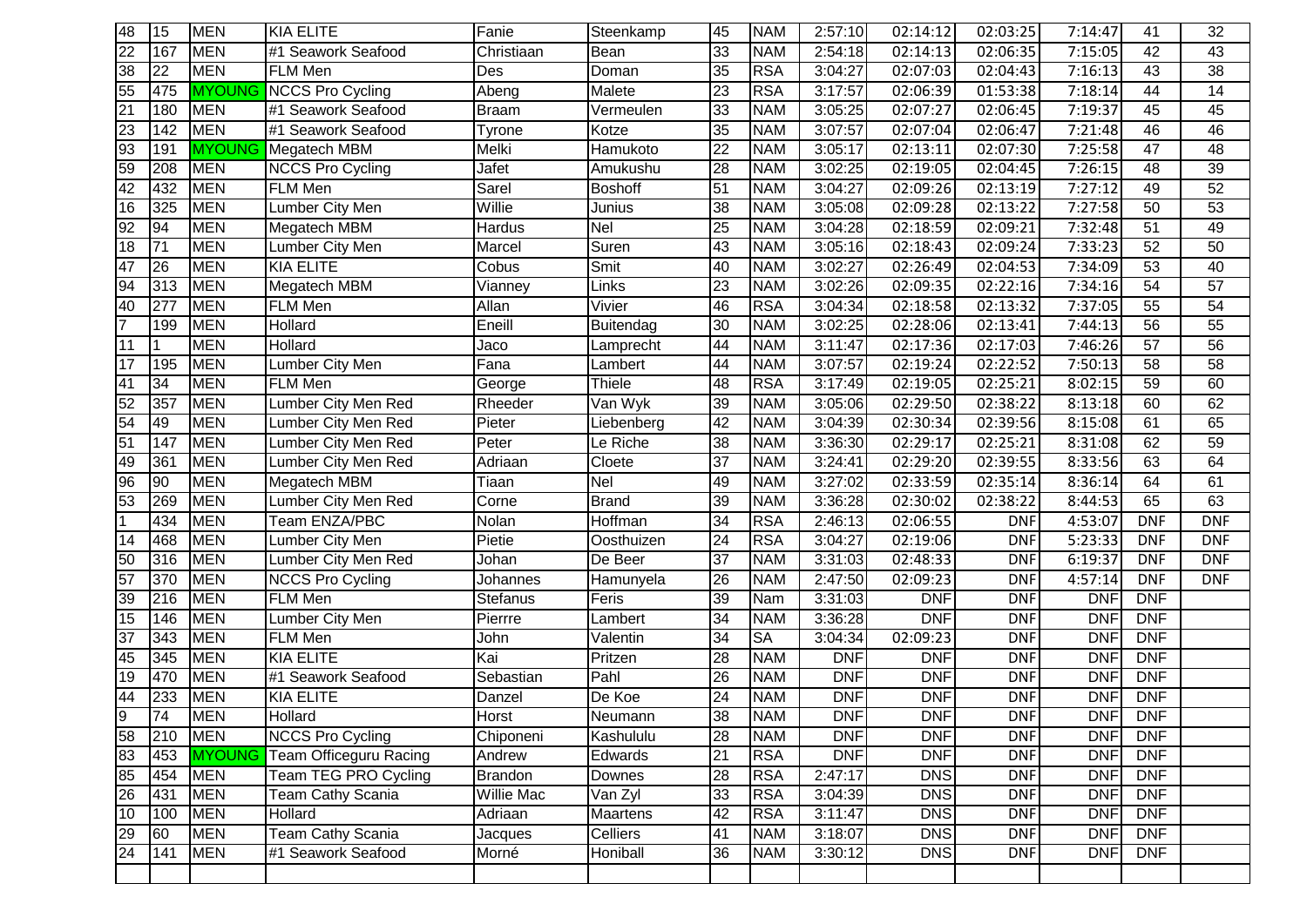| | | | | | | | | | | | | | |
|---|---|---|---|---|---|---|---|---|---|---|---|---|---|
| 48 | 15 | MEN | KIA ELITE | Fanie | Steenkamp | 45 | NAM | 2:57:10 | 02:14:12 | 02:03:25 | 7:14:47 | 41 | 32 |
| 22 | 167 | MEN | #1 Seawork Seafood | Christiaan | Bean | 33 | NAM | 2:54:18 | 02:14:13 | 02:06:35 | 7:15:05 | 42 | 43 |
| 38 | 22 | MEN | FLM Men | Des | Doman | 35 | RSA | 3:04:27 | 02:07:03 | 02:04:43 | 7:16:13 | 43 | 38 |
| 55 | 475 | MYOUNG | NCCS Pro Cycling | Abeng | Malete | 23 | RSA | 3:17:57 | 02:06:39 | 01:53:38 | 7:18:14 | 44 | 14 |
| 21 | 180 | MEN | #1 Seawork Seafood | Braam | Vermeulen | 33 | NAM | 3:05:25 | 02:07:27 | 02:06:45 | 7:19:37 | 45 | 45 |
| 23 | 142 | MEN | #1 Seawork Seafood | Tyrone | Kotze | 35 | NAM | 3:07:57 | 02:07:04 | 02:06:47 | 7:21:48 | 46 | 46 |
| 93 | 191 | MYOUNG | Megatech MBM | Melki | Hamukoto | 22 | NAM | 3:05:17 | 02:13:11 | 02:07:30 | 7:25:58 | 47 | 48 |
| 59 | 208 | MEN | NCCS Pro Cycling | Jafet | Amukushu | 28 | NAM | 3:02:25 | 02:19:05 | 02:04:45 | 7:26:15 | 48 | 39 |
| 42 | 432 | MEN | FLM Men | Sarel | Boshoff | 51 | NAM | 3:04:27 | 02:09:26 | 02:13:19 | 7:27:12 | 49 | 52 |
| 16 | 325 | MEN | Lumber City Men | Willie | Junius | 38 | NAM | 3:05:08 | 02:09:28 | 02:13:22 | 7:27:58 | 50 | 53 |
| 92 | 94 | MEN | Megatech MBM | Hardus | Nel | 25 | NAM | 3:04:28 | 02:18:59 | 02:09:21 | 7:32:48 | 51 | 49 |
| 18 | 71 | MEN | Lumber City Men | Marcel | Suren | 43 | NAM | 3:05:16 | 02:18:43 | 02:09:24 | 7:33:23 | 52 | 50 |
| 47 | 26 | MEN | KIA ELITE | Cobus | Smit | 40 | NAM | 3:02:27 | 02:26:49 | 02:04:53 | 7:34:09 | 53 | 40 |
| 94 | 313 | MEN | Megatech MBM | Vianney | Links | 23 | NAM | 3:02:26 | 02:09:35 | 02:22:16 | 7:34:16 | 54 | 57 |
| 40 | 277 | MEN | FLM Men | Allan | Vivier | 46 | RSA | 3:04:34 | 02:18:58 | 02:13:32 | 7:37:05 | 55 | 54 |
| 7 | 199 | MEN | Hollard | Eneill | Buitendag | 30 | NAM | 3:02:25 | 02:28:06 | 02:13:41 | 7:44:13 | 56 | 55 |
| 11 | 1 | MEN | Hollard | Jaco | Lamprecht | 44 | NAM | 3:11:47 | 02:17:36 | 02:17:03 | 7:46:26 | 57 | 56 |
| 17 | 195 | MEN | Lumber City Men | Fana | Lambert | 44 | NAM | 3:07:57 | 02:19:24 | 02:22:52 | 7:50:13 | 58 | 58 |
| 41 | 34 | MEN | FLM Men | George | Thiele | 48 | RSA | 3:17:49 | 02:19:05 | 02:25:21 | 8:02:15 | 59 | 60 |
| 52 | 357 | MEN | Lumber City Men Red | Rheeder | Van Wyk | 39 | NAM | 3:05:06 | 02:29:50 | 02:38:22 | 8:13:18 | 60 | 62 |
| 54 | 49 | MEN | Lumber City Men Red | Pieter | Liebenberg | 42 | NAM | 3:04:39 | 02:30:34 | 02:39:56 | 8:15:08 | 61 | 65 |
| 51 | 147 | MEN | Lumber City Men Red | Peter | Le Riche | 38 | NAM | 3:36:30 | 02:29:17 | 02:25:21 | 8:31:08 | 62 | 59 |
| 49 | 361 | MEN | Lumber City Men Red | Adriaan | Cloete | 37 | NAM | 3:24:41 | 02:29:20 | 02:39:55 | 8:33:56 | 63 | 64 |
| 96 | 90 | MEN | Megatech MBM | Tiaan | Nel | 49 | NAM | 3:27:02 | 02:33:59 | 02:35:14 | 8:36:14 | 64 | 61 |
| 53 | 269 | MEN | Lumber City Men Red | Corne | Brand | 39 | NAM | 3:36:28 | 02:30:02 | 02:38:22 | 8:44:53 | 65 | 63 |
| 1 | 434 | MEN | Team ENZA/PBC | Nolan | Hoffman | 34 | RSA | 2:46:13 | 02:06:55 | DNF | 4:53:07 | DNF | DNF |
| 14 | 468 | MEN | Lumber City Men | Pietie | Oosthuizen | 24 | RSA | 3:04:27 | 02:19:06 | DNF | 5:23:33 | DNF | DNF |
| 50 | 316 | MEN | Lumber City Men Red | Johan | De Beer | 37 | NAM | 3:31:03 | 02:48:33 | DNF | 6:19:37 | DNF | DNF |
| 57 | 370 | MEN | NCCS Pro Cycling | Johannes | Hamunyela | 26 | NAM | 2:47:50 | 02:09:23 | DNF | 4:57:14 | DNF | DNF |
| 39 | 216 | MEN | FLM Men | Stefanus | Feris | 39 | Nam | 3:31:03 | DNF | DNF | DNF | DNF | |
| 15 | 146 | MEN | Lumber City Men | Pierrre | Lambert | 34 | NAM | 3:36:28 | DNF | DNF | DNF | DNF | |
| 37 | 343 | MEN | FLM Men | John | Valentin | 34 | SA | 3:04:34 | 02:09:23 | DNF | DNF | DNF | |
| 45 | 345 | MEN | KIA ELITE | Kai | Pritzen | 28 | NAM | DNF | DNF | DNF | DNF | DNF | |
| 19 | 470 | MEN | #1 Seawork Seafood | Sebastian | Pahl | 26 | NAM | DNF | DNF | DNF | DNF | DNF | |
| 44 | 233 | MEN | KIA ELITE | Danzel | De Koe | 24 | NAM | DNF | DNF | DNF | DNF | DNF | |
| 9 | 74 | MEN | Hollard | Horst | Neumann | 38 | NAM | DNF | DNF | DNF | DNF | DNF | |
| 58 | 210 | MEN | NCCS Pro Cycling | Chiponeni | Kashululu | 28 | NAM | DNF | DNF | DNF | DNF | DNF | |
| 83 | 453 | MYOUNG | Team Officeguru Racing | Andrew | Edwards | 21 | RSA | DNF | DNF | DNF | DNF | DNF | |
| 85 | 454 | MEN | Team TEG PRO Cycling | Brandon | Downes | 28 | RSA | 2:47:17 | DNS | DNF | DNF | DNF | |
| 26 | 431 | MEN | Team Cathy Scania | Willie Mac | Van Zyl | 33 | RSA | 3:04:39 | DNS | DNF | DNF | DNF | |
| 10 | 100 | MEN | Hollard | Adriaan | Maartens | 42 | RSA | 3:11:47 | DNS | DNF | DNF | DNF | |
| 29 | 60 | MEN | Team Cathy Scania | Jacques | Celliers | 41 | NAM | 3:18:07 | DNS | DNF | DNF | DNF | |
| 24 | 141 | MEN | #1 Seawork Seafood | Morné | Honiball | 36 | NAM | 3:30:12 | DNS | DNF | DNF | DNF | |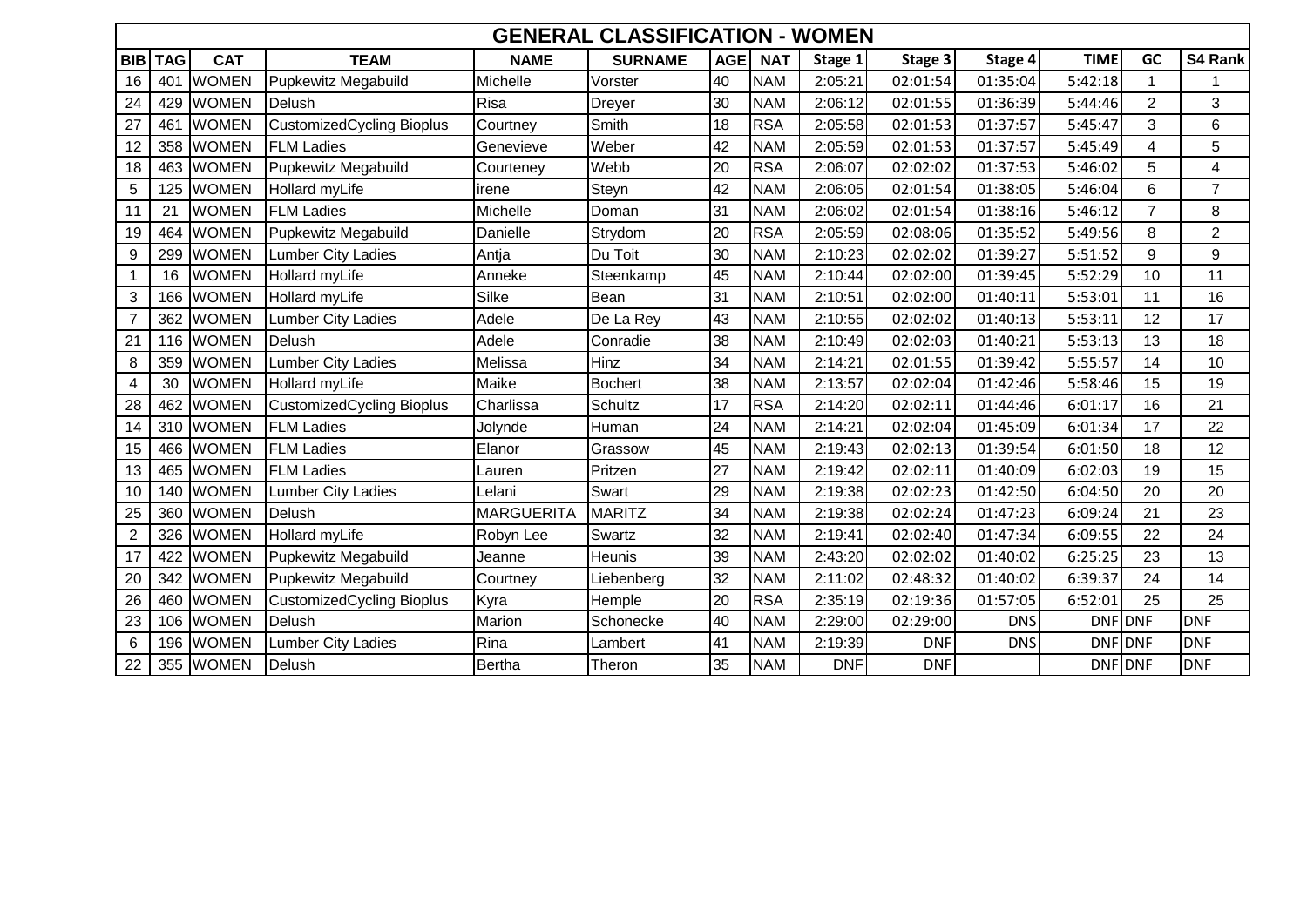# GENERAL CLASSIFICATION - WOMEN

| BIB | TAG | CAT | TEAM | NAME | SURNAME | AGE | NAT | Stage 1 | Stage 3 | Stage 4 | TIME | GC | S4 Rank |
|---|---|---|---|---|---|---|---|---|---|---|---|---|---|
| 16 | 401 | WOMEN | Pupkewitz Megabuild | Michelle | Vorster | 40 | NAM | 2:05:21 | 02:01:54 | 01:35:04 | 5:42:18 | 1 | 1 |
| 24 | 429 | WOMEN | Delush | Risa | Dreyer | 30 | NAM | 2:06:12 | 02:01:55 | 01:36:39 | 5:44:46 | 2 | 3 |
| 27 | 461 | WOMEN | CustomizedCycling Bioplus | Courtney | Smith | 18 | RSA | 2:05:58 | 02:01:53 | 01:37:57 | 5:45:47 | 3 | 6 |
| 12 | 358 | WOMEN | FLM Ladies | Genevieve | Weber | 42 | NAM | 2:05:59 | 02:01:53 | 01:37:57 | 5:45:49 | 4 | 5 |
| 18 | 463 | WOMEN | Pupkewitz Megabuild | Courteney | Webb | 20 | RSA | 2:06:07 | 02:02:02 | 01:37:53 | 5:46:02 | 5 | 4 |
| 5 | 125 | WOMEN | Hollard myLife | irene | Steyn | 42 | NAM | 2:06:05 | 02:01:54 | 01:38:05 | 5:46:04 | 6 | 7 |
| 11 | 21 | WOMEN | FLM Ladies | Michelle | Doman | 31 | NAM | 2:06:02 | 02:01:54 | 01:38:16 | 5:46:12 | 7 | 8 |
| 19 | 464 | WOMEN | Pupkewitz Megabuild | Danielle | Strydom | 20 | RSA | 2:05:59 | 02:08:06 | 01:35:52 | 5:49:56 | 8 | 2 |
| 9 | 299 | WOMEN | Lumber City Ladies | Antja | Du Toit | 30 | NAM | 2:10:23 | 02:02:02 | 01:39:27 | 5:51:52 | 9 | 9 |
| 1 | 16 | WOMEN | Hollard myLife | Anneke | Steenkamp | 45 | NAM | 2:10:44 | 02:02:00 | 01:39:45 | 5:52:29 | 10 | 11 |
| 3 | 166 | WOMEN | Hollard myLife | Silke | Bean | 31 | NAM | 2:10:51 | 02:02:00 | 01:40:11 | 5:53:01 | 11 | 16 |
| 7 | 362 | WOMEN | Lumber City Ladies | Adele | De La Rey | 43 | NAM | 2:10:55 | 02:02:02 | 01:40:13 | 5:53:11 | 12 | 17 |
| 21 | 116 | WOMEN | Delush | Adele | Conradie | 38 | NAM | 2:10:49 | 02:02:03 | 01:40:21 | 5:53:13 | 13 | 18 |
| 8 | 359 | WOMEN | Lumber City Ladies | Melissa | Hinz | 34 | NAM | 2:14:21 | 02:01:55 | 01:39:42 | 5:55:57 | 14 | 10 |
| 4 | 30 | WOMEN | Hollard myLife | Maike | Bochert | 38 | NAM | 2:13:57 | 02:02:04 | 01:42:46 | 5:58:46 | 15 | 19 |
| 28 | 462 | WOMEN | CustomizedCycling Bioplus | Charlissa | Schultz | 17 | RSA | 2:14:20 | 02:02:11 | 01:44:46 | 6:01:17 | 16 | 21 |
| 14 | 310 | WOMEN | FLM Ladies | Jolynde | Human | 24 | NAM | 2:14:21 | 02:02:04 | 01:45:09 | 6:01:34 | 17 | 22 |
| 15 | 466 | WOMEN | FLM Ladies | Elanor | Grassow | 45 | NAM | 2:19:43 | 02:02:13 | 01:39:54 | 6:01:50 | 18 | 12 |
| 13 | 465 | WOMEN | FLM Ladies | Lauren | Pritzen | 27 | NAM | 2:19:42 | 02:02:11 | 01:40:09 | 6:02:03 | 19 | 15 |
| 10 | 140 | WOMEN | Lumber City Ladies | Lelani | Swart | 29 | NAM | 2:19:38 | 02:02:23 | 01:42:50 | 6:04:50 | 20 | 20 |
| 25 | 360 | WOMEN | Delush | MARGUERITA | MARITZ | 34 | NAM | 2:19:38 | 02:02:24 | 01:47:23 | 6:09:24 | 21 | 23 |
| 2 | 326 | WOMEN | Hollard myLife | Robyn Lee | Swartz | 32 | NAM | 2:19:41 | 02:02:40 | 01:47:34 | 6:09:55 | 22 | 24 |
| 17 | 422 | WOMEN | Pupkewitz Megabuild | Jeanne | Heunis | 39 | NAM | 2:43:20 | 02:02:02 | 01:40:02 | 6:25:25 | 23 | 13 |
| 20 | 342 | WOMEN | Pupkewitz Megabuild | Courtney | Liebenberg | 32 | NAM | 2:11:02 | 02:48:32 | 01:40:02 | 6:39:37 | 24 | 14 |
| 26 | 460 | WOMEN | CustomizedCycling Bioplus | Kyra | Hemple | 20 | RSA | 2:35:19 | 02:19:36 | 01:57:05 | 6:52:01 | 25 | 25 |
| 23 | 106 | WOMEN | Delush | Marion | Schonecke | 40 | NAM | 2:29:00 | 02:29:00 | DNS | DNF | DNF | DNF |
| 6 | 196 | WOMEN | Lumber City Ladies | Rina | Lambert | 41 | NAM | 2:19:39 | DNF | DNS | DNF | DNF | DNF |
| 22 | 355 | WOMEN | Delush | Bertha | Theron | 35 | NAM | DNF | DNF | | DNF | DNF | DNF |